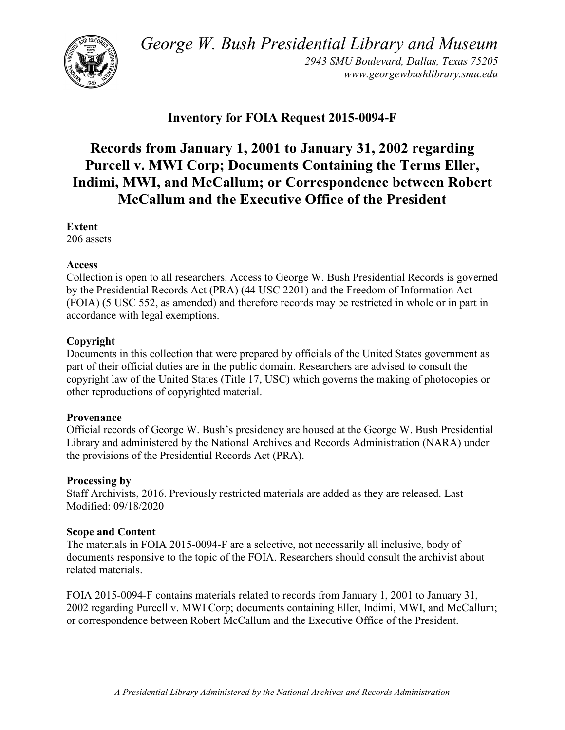*George W. Bush Presidential Library and Museum*

*2943 SMU Boulevard, Dallas, Texas 75205*
*www.georgewbushlibrary.smu.edu*

## Inventory for FOIA Request 2015-0094-F

# Records from January 1, 2001 to January 31, 2002 regarding Purcell v. MWI Corp; Documents Containing the Terms Eller, Indimi, MWI, and McCallum; or Correspondence between Robert McCallum and the Executive Office of the President

**Extent**
206 assets

**Access**
Collection is open to all researchers. Access to George W. Bush Presidential Records is governed by the Presidential Records Act (PRA) (44 USC 2201) and the Freedom of Information Act (FOIA) (5 USC 552, as amended) and therefore records may be restricted in whole or in part in accordance with legal exemptions.

**Copyright**
Documents in this collection that were prepared by officials of the United States government as part of their official duties are in the public domain. Researchers are advised to consult the copyright law of the United States (Title 17, USC) which governs the making of photocopies or other reproductions of copyrighted material.

**Provenance**
Official records of George W. Bush's presidency are housed at the George W. Bush Presidential Library and administered by the National Archives and Records Administration (NARA) under the provisions of the Presidential Records Act (PRA).

**Processing by**
Staff Archivists, 2016. Previously restricted materials are added as they are released. Last Modified: 09/18/2020

**Scope and Content**
The materials in FOIA 2015-0094-F are a selective, not necessarily all inclusive, body of documents responsive to the topic of the FOIA. Researchers should consult the archivist about related materials.

FOIA 2015-0094-F contains materials related to records from January 1, 2001 to January 31, 2002 regarding Purcell v. MWI Corp; documents containing Eller, Indimi, MWI, and McCallum; or correspondence between Robert McCallum and the Executive Office of the President.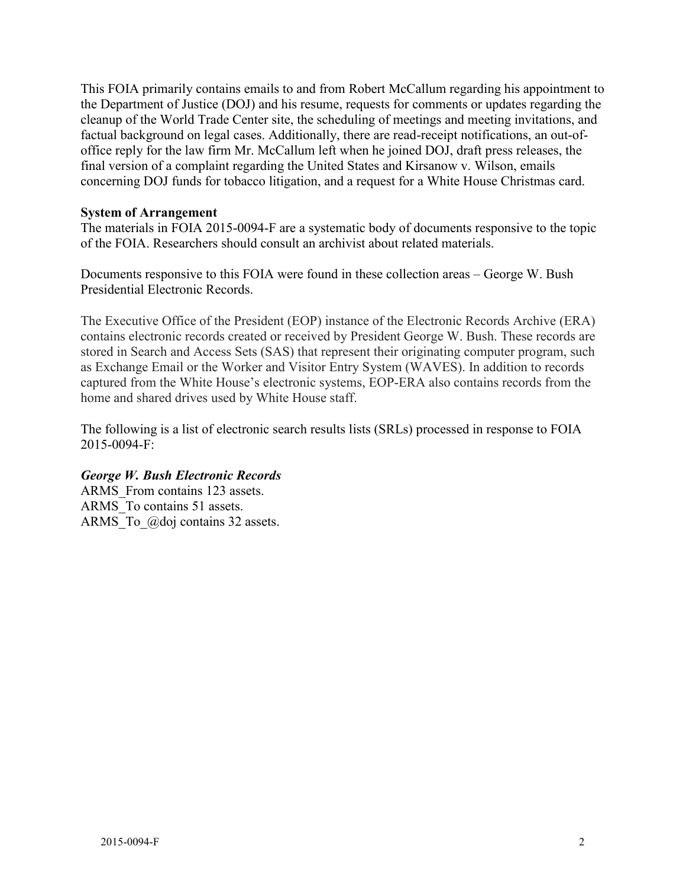This FOIA primarily contains emails to and from Robert McCallum regarding his appointment to the Department of Justice (DOJ) and his resume, requests for comments or updates regarding the cleanup of the World Trade Center site, the scheduling of meetings and meeting invitations, and factual background on legal cases. Additionally, there are read-receipt notifications, an out-of-office reply for the law firm Mr. McCallum left when he joined DOJ, draft press releases, the final version of a complaint regarding the United States and Kirsanow v. Wilson, emails concerning DOJ funds for tobacco litigation, and a request for a White House Christmas card.

**System of Arrangement**

The materials in FOIA 2015-0094-F are a systematic body of documents responsive to the topic of the FOIA. Researchers should consult an archivist about related materials.

Documents responsive to this FOIA were found in these collection areas – George W. Bush Presidential Electronic Records.

The Executive Office of the President (EOP) instance of the Electronic Records Archive (ERA) contains electronic records created or received by President George W. Bush. These records are stored in Search and Access Sets (SAS) that represent their originating computer program, such as Exchange Email or the Worker and Visitor Entry System (WAVES). In addition to records captured from the White House's electronic systems, EOP-ERA also contains records from the home and shared drives used by White House staff.

The following is a list of electronic search results lists (SRLs) processed in response to FOIA 2015-0094-F:

***George W. Bush Electronic Records***

ARMS_From contains 123 assets.
ARMS_To contains 51 assets.
ARMS_To_@doj contains 32 assets.